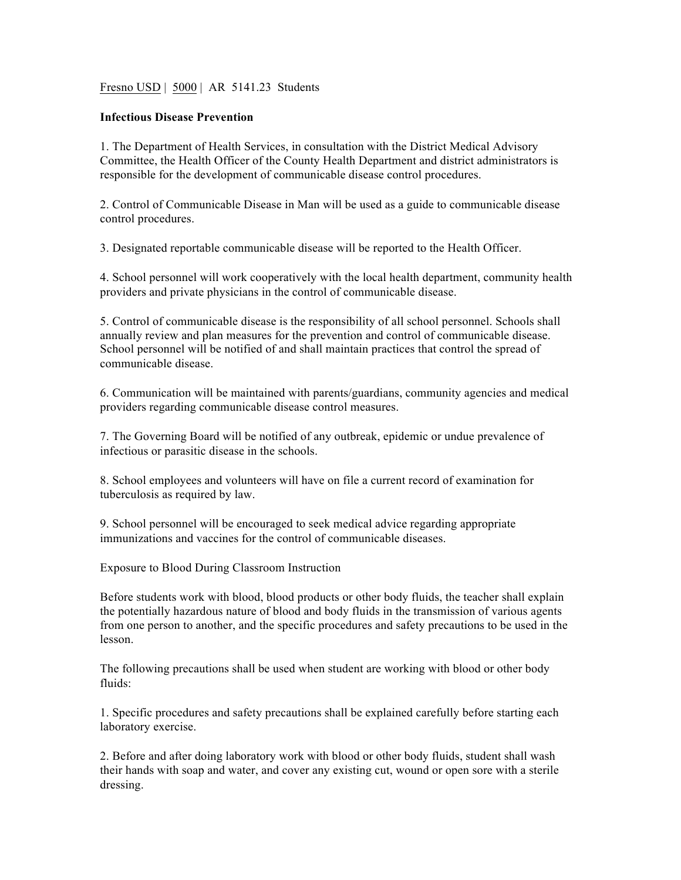Fresno USD | 5000 | AR 5141.23 Students

**Infectious Disease Prevention**

1. The Department of Health Services, in consultation with the District Medical Advisory Committee, the Health Officer of the County Health Department and district administrators is responsible for the development of communicable disease control procedures.

2. Control of Communicable Disease in Man will be used as a guide to communicable disease control procedures.

3. Designated reportable communicable disease will be reported to the Health Officer.

4. School personnel will work cooperatively with the local health department, community health providers and private physicians in the control of communicable disease.

5. Control of communicable disease is the responsibility of all school personnel. Schools shall annually review and plan measures for the prevention and control of communicable disease. School personnel will be notified of and shall maintain practices that control the spread of communicable disease.

6. Communication will be maintained with parents/guardians, community agencies and medical providers regarding communicable disease control measures.

7. The Governing Board will be notified of any outbreak, epidemic or undue prevalence of infectious or parasitic disease in the schools.

8. School employees and volunteers will have on file a current record of examination for tuberculosis as required by law.

9. School personnel will be encouraged to seek medical advice regarding appropriate immunizations and vaccines for the control of communicable diseases.

Exposure to Blood During Classroom Instruction

Before students work with blood, blood products or other body fluids, the teacher shall explain the potentially hazardous nature of blood and body fluids in the transmission of various agents from one person to another, and the specific procedures and safety precautions to be used in the lesson.

The following precautions shall be used when student are working with blood or other body fluids:

1. Specific procedures and safety precautions shall be explained carefully before starting each laboratory exercise.

2. Before and after doing laboratory work with blood or other body fluids, student shall wash their hands with soap and water, and cover any existing cut, wound or open sore with a sterile dressing.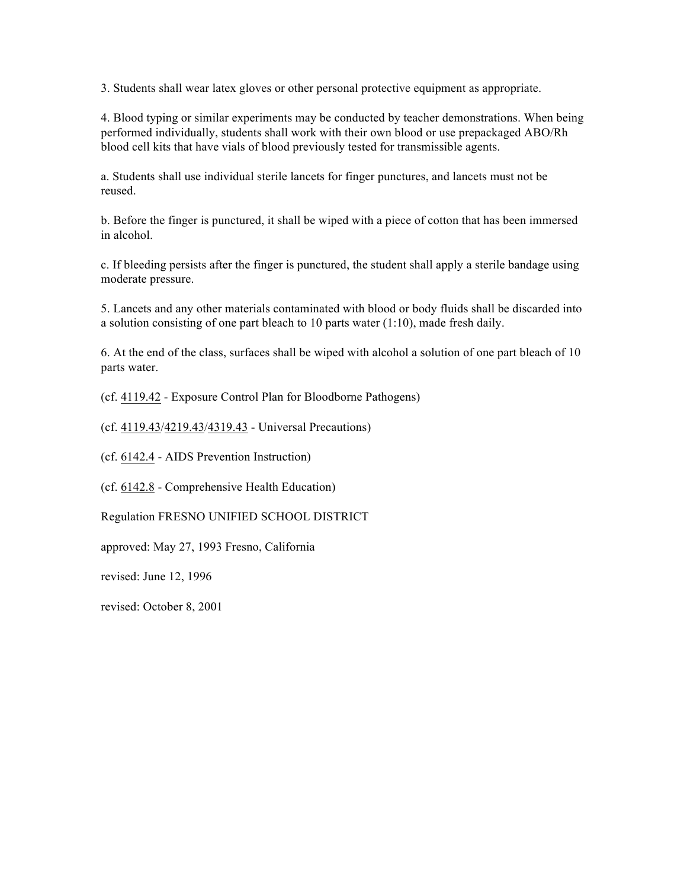3. Students shall wear latex gloves or other personal protective equipment as appropriate.

4. Blood typing or similar experiments may be conducted by teacher demonstrations. When being performed individually, students shall work with their own blood or use prepackaged ABO/Rh blood cell kits that have vials of blood previously tested for transmissible agents.

a. Students shall use individual sterile lancets for finger punctures, and lancets must not be reused.

b. Before the finger is punctured, it shall be wiped with a piece of cotton that has been immersed in alcohol.

c. If bleeding persists after the finger is punctured, the student shall apply a sterile bandage using moderate pressure.

5. Lancets and any other materials contaminated with blood or body fluids shall be discarded into a solution consisting of one part bleach to 10 parts water (1:10), made fresh daily.

6. At the end of the class, surfaces shall be wiped with alcohol a solution of one part bleach of 10 parts water.

(cf. 4119.42 - Exposure Control Plan for Bloodborne Pathogens)

(cf. 4119.43/4219.43/4319.43 - Universal Precautions)

(cf. 6142.4 - AIDS Prevention Instruction)

(cf. 6142.8 - Comprehensive Health Education)

Regulation FRESNO UNIFIED SCHOOL DISTRICT

approved: May 27, 1993 Fresno, California

revised: June 12, 1996

revised: October 8, 2001